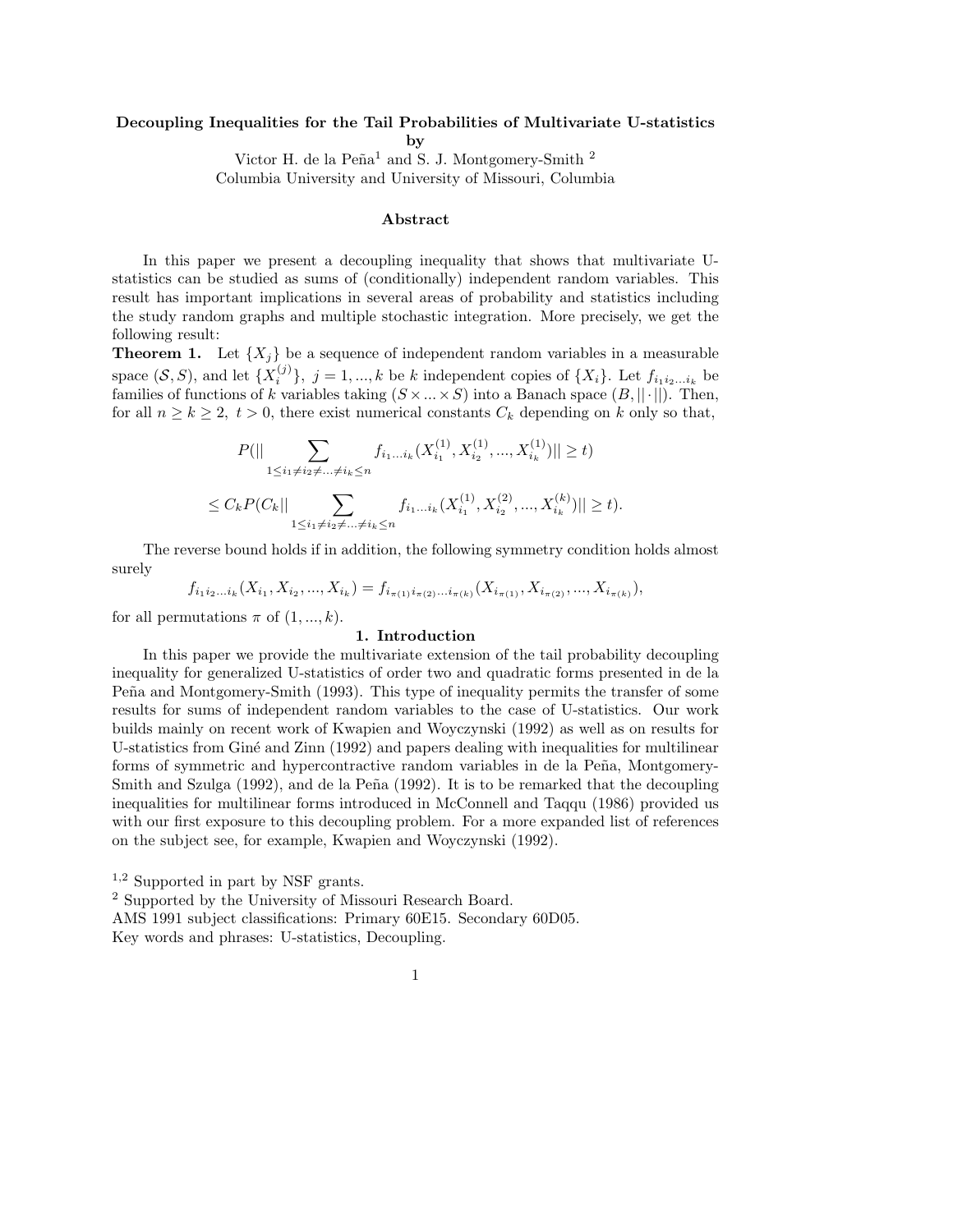**Decoupling Inequalities for the Tail Probabilities of Multivariate U-statistics**
**by**

Victor H. de la Peña[1] and S. J. Montgomery-Smith [2]
Columbia University and University of Missouri, Columbia

## Abstract

In this paper we present a decoupling inequality that shows that multivariate U-statistics can be studied as sums of (conditionally) independent random variables. This result has important implications in several areas of probability and statistics including the study random graphs and multiple stochastic integration. More precisely, we get the following result:

**Theorem 1.** Let $\{X_j\}$ be a sequence of independent random variables in a measurable space $(\mathcal{S}, S)$, and let $\{X_i^{(j)}\}$, $j = 1, ..., k$ be $k$ independent copies of $\{X_i\}$. Let $f_{i_1 i_2 ... i_k}$ be families of functions of $k$ variables taking $(S \times ... \times S)$ into a Banach space $(B, ||\cdot||)$. Then, for all $n \geq k \geq 2,\ t > 0$, there exist numerical constants $C_k$ depending on $k$ only so that,

$$P(|| \sum_{1 \leq i_1 \neq i_2 \neq ... \neq i_k \leq n} f_{i_1 ... i_k}(X_{i_1}^{(1)}, X_{i_2}^{(1)}, ..., X_{i_k}^{(1)})|| \geq t)$$

$$\leq C_k P(C_k || \sum_{1 \leq i_1 \neq i_2 \neq ... \neq i_k \leq n} f_{i_1 ... i_k}(X_{i_1}^{(1)}, X_{i_2}^{(2)}, ..., X_{i_k}^{(k)})|| \geq t).$$

The reverse bound holds if in addition, the following symmetry condition holds almost surely

$$f_{i_1 i_2 ... i_k}(X_{i_1}, X_{i_2}, ..., X_{i_k}) = f_{i_{\pi(1)} i_{\pi(2)} ... i_{\pi(k)}}(X_{i_{\pi(1)}}, X_{i_{\pi(2)}}, ..., X_{i_{\pi(k)}}),$$

for all permutations $\pi$ of $(1, ..., k)$.

## 1. Introduction

In this paper we provide the multivariate extension of the tail probability decoupling inequality for generalized U-statistics of order two and quadratic forms presented in de la Peña and Montgomery-Smith (1993). This type of inequality permits the transfer of some results for sums of independent random variables to the case of U-statistics. Our work builds mainly on recent work of Kwapien and Woyczynski (1992) as well as on results for U-statistics from Giné and Zinn (1992) and papers dealing with inequalities for multilinear forms of symmetric and hypercontractive random variables in de la Peña, Montgomery-Smith and Szulga (1992), and de la Peña (1992). It is to be remarked that the decoupling inequalities for multilinear forms introduced in McConnell and Taqqu (1986) provided us with our first exposure to this decoupling problem. For a more expanded list of references on the subject see, for example, Kwapien and Woyczynski (1992).

[1,2] Supported in part by NSF grants.
[2] Supported by the University of Missouri Research Board.
AMS 1991 subject classifications: Primary 60E15. Secondary 60D05.
Key words and phrases: U-statistics, Decoupling.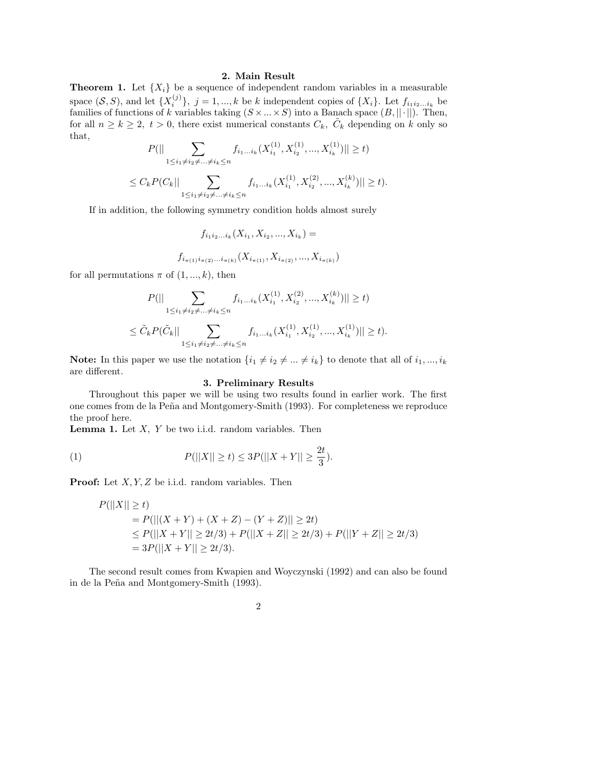## 2. Main Result

**Theorem 1.** Let $\{X_i\}$ be a sequence of independent random variables in a measurable space $(\mathcal{S}, S)$, and let $\{X_i^{(j)}\}$, $j = 1, ..., k$ be $k$ independent copies of $\{X_i\}$. Let $f_{i_1 i_2 ... i_k}$ be families of functions of $k$ variables taking $(S \times ... \times S)$ into a Banach space $(B, ||\cdot||)$. Then, for all $n \geq k \geq 2$, $t > 0$, there exist numerical constants $C_k$, $\tilde{C}_k$ depending on $k$ only so that,

$$P(|| \sum_{1 \leq i_1 \neq i_2 \neq ... \neq i_k \leq n} f_{i_1 ... i_k}(X_{i_1}^{(1)}, X_{i_2}^{(1)}, ..., X_{i_k}^{(1)})|| \geq t)$$

$$\leq C_k P(C_k || \sum_{1 \leq i_1 \neq i_2 \neq ... \neq i_k \leq n} f_{i_1 ... i_k}(X_{i_1}^{(1)}, X_{i_2}^{(2)}, ..., X_{i_k}^{(k)})|| \geq t).$$

If in addition, the following symmetry condition holds almost surely

$$f_{i_1 i_2 ... i_k}(X_{i_1}, X_{i_2}, ..., X_{i_k}) =$$

$$f_{i_{\pi(1)} i_{\pi(2)} ... i_{\pi(k)}}(X_{i_{\pi(1)}}, X_{i_{\pi(2)}}, ..., X_{i_{\pi(k)}})$$

for all permutations $\pi$ of $(1, ..., k)$, then

$$P(|| \sum_{1 \leq i_1 \neq i_2 \neq ... \neq i_k \leq n} f_{i_1 ... i_k}(X_{i_1}^{(1)}, X_{i_2}^{(2)}, ..., X_{i_k}^{(k)})|| \geq t)$$

$$\leq \tilde{C}_k P(\tilde{C}_k || \sum_{1 \leq i_1 \neq i_2 \neq ... \neq i_k \leq n} f_{i_1 ... i_k}(X_{i_1}^{(1)}, X_{i_2}^{(1)}, ..., X_{i_k}^{(1)})|| \geq t).$$

**Note:** In this paper we use the notation $\{i_1 \neq i_2 \neq ... \neq i_k\}$ to denote that all of $i_1, ..., i_k$ are different.

## 3. Preliminary Results

Throughout this paper we will be using two results found in earlier work. The first one comes from de la Peña and Montgomery-Smith (1993). For completeness we reproduce the proof here.

**Lemma 1.** Let $X$, $Y$ be two i.i.d. random variables. Then

$$P(||X|| \geq t) \leq 3P(||X + Y|| \geq \frac{2t}{3}). \tag{1}$$

**Proof:** Let $X, Y, Z$ be i.i.d. random variables. Then

$$\begin{aligned}
&P(||X|| \geq t) \\
&\quad = P(||(X + Y) + (X + Z) - (Y + Z)|| \geq 2t) \\
&\quad \leq P(||X + Y|| \geq 2t/3) + P(||X + Z|| \geq 2t/3) + P(||Y + Z|| \geq 2t/3) \\
&\quad = 3P(||X + Y|| \geq 2t/3).
\end{aligned}$$

The second result comes from Kwapien and Woyczynski (1992) and can also be found in de la Peña and Montgomery-Smith (1993).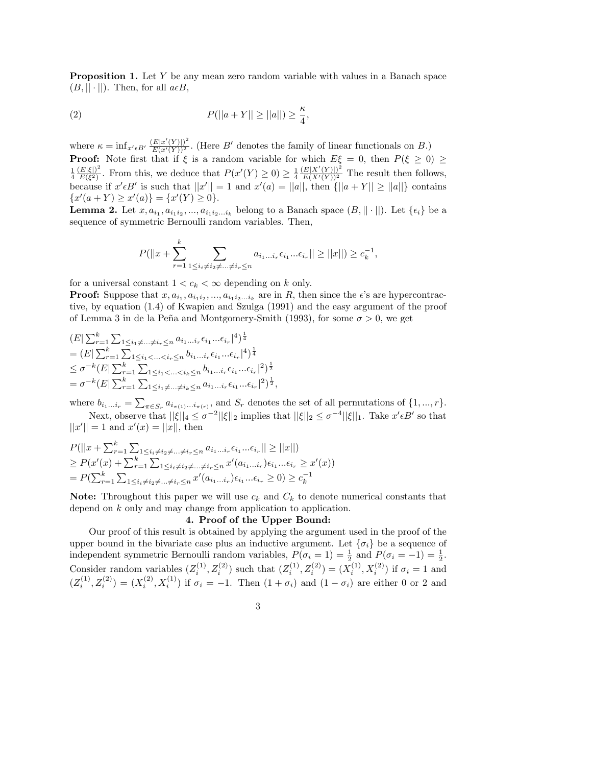**Proposition 1.** Let $Y$ be any mean zero random variable with values in a Banach space $(B, ||\cdot||)$. Then, for all $a \epsilon B$,

$$P(||a+Y|| \geq ||a||) \geq \frac{\kappa}{4}, \tag{2}$$

where $\kappa = \inf_{x' \epsilon B'} \frac{(E|x'(Y)|)^2}{E(x'(Y))^2}$. (Here $B'$ denotes the family of linear functionals on $B$.)

**Proof:** Note first that if $\xi$ is a random variable for which $E\xi = 0$, then $P(\xi \geq 0) \geq \frac{1}{4}\frac{(E|\xi|)^2}{E(\xi^2)}$. From this, we deduce that $P(x'(Y) \geq 0) \geq \frac{1}{4}\frac{(E|X'(Y)|)^2}{E(X'(Y))^2}$ The result then follows, because if $x' \epsilon B'$ is such that $||x'|| = 1$ and $x'(a) = ||a||$, then $\{||a+Y|| \geq ||a||\}$ contains $\{x'(a+Y) \geq x'(a)\} = \{x'(Y) \geq 0\}$.

**Lemma 2.** Let $x, a_{i_1}, a_{i_1 i_2}, ..., a_{i_1 i_2 ... i_k}$ belong to a Banach space $(B, ||\cdot||)$. Let $\{\epsilon_i\}$ be a sequence of symmetric Bernoulli random variables. Then,

$$P(||x + \sum_{r=1}^{k} \sum_{1 \leq i_i \neq i_2 \neq ... \neq i_r \leq n} a_{i_1 ... i_r} \epsilon_{i_1} ... \epsilon_{i_r}|| \geq ||x||) \geq c_k^{-1},$$

for a universal constant $1 < c_k < \infty$ depending on $k$ only.

**Proof:** Suppose that $x, a_{i_1}, a_{i_1 i_2}, ..., a_{i_1 i_2 ... i_k}$ are in $R$, then since the $\epsilon$'s are hypercontractive, by equation (1.4) of Kwapien and Szulga (1991) and the easy argument of the proof of Lemma 3 in de la Peña and Montgomery-Smith (1993), for some $\sigma > 0$, we get

$$(E|\sum_{r=1}^{k} \sum_{1 \leq i_1 \neq ... \neq i_r \leq n} a_{i_1 ... i_r} \epsilon_{i_1} ... \epsilon_{i_r}|^4)^{\frac{1}{4}}$$
$$= (E|\sum_{r=1}^{k} \sum_{1 \leq i_1 < ... < i_r \leq n} b_{i_1 ... i_r} \epsilon_{i_1} ... \epsilon_{i_r}|^4)^{\frac{1}{4}}$$
$$\leq \sigma^{-k} (E|\sum_{r=1}^{k} \sum_{1 \leq i_1 < ... < i_k \leq n} b_{i_1 ... i_r} \epsilon_{i_1} ... \epsilon_{i_r}|^2)^{\frac{1}{2}}$$
$$= \sigma^{-k} (E|\sum_{r=1}^{k} \sum_{1 \leq i_1 \neq ... \neq i_k \leq n} a_{i_1 ... i_r} \epsilon_{i_1} ... \epsilon_{i_r}|^2)^{\frac{1}{2}},$$

where $b_{i_1 ... i_r} = \sum_{\pi \in S_r} a_{i_{\pi(1)} ... i_{\pi(r)}}$, and $S_r$ denotes the set of all permutations of $\{1, ..., r\}$.

Next, observe that $||\xi||_4 \leq \sigma^{-2} ||\xi||_2$ implies that $||\xi||_2 \leq \sigma^{-4} ||\xi||_1$. Take $x' \epsilon B'$ so that $||x'|| = 1$ and $x'(x) = ||x||$, then

$$P(||x + \sum_{r=1}^{k} \sum_{1 \leq i_i \neq i_2 \neq ... \neq i_r \leq n} a_{i_1 ... i_r} \epsilon_{i_1} ... \epsilon_{i_r}|| \geq ||x||)$$
$$\geq P(x'(x) + \sum_{r=1}^{k} \sum_{1 \leq i_i \neq i_2 \neq ... \neq i_r \leq n} x'(a_{i_1 ... i_r}) \epsilon_{i_1} ... \epsilon_{i_r} \geq x'(x))$$
$$= P(\sum_{r=1}^{k} \sum_{1 \leq i_i \neq i_2 \neq ... \neq i_r \leq n} x'(a_{i_1 ... i_r}) \epsilon_{i_1} ... \epsilon_{i_r} \geq 0) \geq c_k^{-1}$$

**Note:** Throughout this paper we will use $c_k$ and $C_k$ to denote numerical constants that depend on $k$ only and may change from application to application.

## 4. Proof of the Upper Bound:

Our proof of this result is obtained by applying the argument used in the proof of the upper bound in the bivariate case plus an inductive argument. Let $\{\sigma_i\}$ be a sequence of independent symmetric Bernoulli random variables, $P(\sigma_i = 1) = \frac{1}{2}$ and $P(\sigma_i = -1) = \frac{1}{2}$. Consider random variables $(Z_i^{(1)}, Z_i^{(2)})$ such that $(Z_i^{(1)}, Z_i^{(2)}) = (X_i^{(1)}, X_i^{(2)})$ if $\sigma_i = 1$ and $(Z_i^{(1)}, Z_i^{(2)}) = (X_i^{(2)}, X_i^{(1)})$ if $\sigma_i = -1$. Then $(1 + \sigma_i)$ and $(1 - \sigma_i)$ are either 0 or 2 and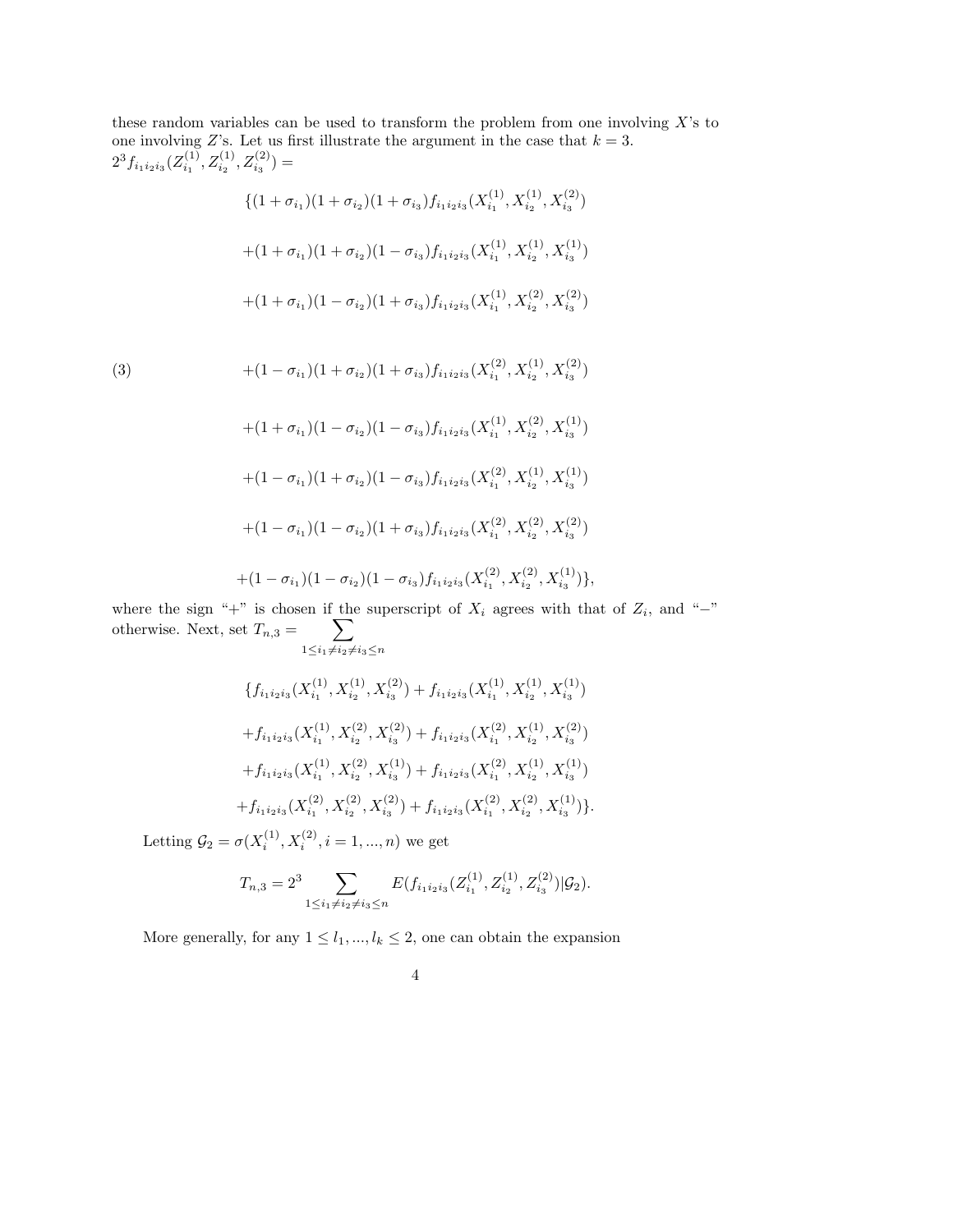these random variables can be used to transform the problem from one involving $X$'s to one involving $Z$'s. Let us first illustrate the argument in the case that $k = 3$.
$2^3 f_{i_1 i_2 i_3}(Z_{i_1}^{(1)}, Z_{i_2}^{(1)}, Z_{i_3}^{(2)}) =$

$$
\begin{aligned}
&\{(1+\sigma_{i_1})(1+\sigma_{i_2})(1+\sigma_{i_3}) f_{i_1 i_2 i_3}(X_{i_1}^{(1)}, X_{i_2}^{(1)}, X_{i_3}^{(2)}) \\
&+(1+\sigma_{i_1})(1+\sigma_{i_2})(1-\sigma_{i_3}) f_{i_1 i_2 i_3}(X_{i_1}^{(1)}, X_{i_2}^{(1)}, X_{i_3}^{(1)}) \\
&+(1+\sigma_{i_1})(1-\sigma_{i_2})(1+\sigma_{i_3}) f_{i_1 i_2 i_3}(X_{i_1}^{(1)}, X_{i_2}^{(2)}, X_{i_3}^{(2)}) \\
&+(1-\sigma_{i_1})(1+\sigma_{i_2})(1+\sigma_{i_3}) f_{i_1 i_2 i_3}(X_{i_1}^{(2)}, X_{i_2}^{(1)}, X_{i_3}^{(2)}) \\
&+(1+\sigma_{i_1})(1-\sigma_{i_2})(1-\sigma_{i_3}) f_{i_1 i_2 i_3}(X_{i_1}^{(1)}, X_{i_2}^{(2)}, X_{i_3}^{(1)}) \\
&+(1-\sigma_{i_1})(1+\sigma_{i_2})(1-\sigma_{i_3}) f_{i_1 i_2 i_3}(X_{i_1}^{(2)}, X_{i_2}^{(1)}, X_{i_3}^{(1)}) \\
&+(1-\sigma_{i_1})(1-\sigma_{i_2})(1+\sigma_{i_3}) f_{i_1 i_2 i_3}(X_{i_1}^{(2)}, X_{i_2}^{(2)}, X_{i_3}^{(2)}) \\
&+(1-\sigma_{i_1})(1-\sigma_{i_2})(1-\sigma_{i_3}) f_{i_1 i_2 i_3}(X_{i_1}^{(2)}, X_{i_2}^{(2)}, X_{i_3}^{(1)})\},
\end{aligned} \tag{3}
$$

where the sign "+" is chosen if the superscript of $X_i$ agrees with that of $Z_i$, and "−" otherwise. Next, set $T_{n,3} = \sum_{1 \le i_1 \ne i_2 \ne i_3 \le n}$

$$
\begin{aligned}
&\{f_{i_1 i_2 i_3}(X_{i_1}^{(1)}, X_{i_2}^{(1)}, X_{i_3}^{(2)}) + f_{i_1 i_2 i_3}(X_{i_1}^{(1)}, X_{i_2}^{(1)}, X_{i_3}^{(1)}) \\
&+f_{i_1 i_2 i_3}(X_{i_1}^{(1)}, X_{i_2}^{(2)}, X_{i_3}^{(2)}) + f_{i_1 i_2 i_3}(X_{i_1}^{(2)}, X_{i_2}^{(1)}, X_{i_3}^{(2)}) \\
&+f_{i_1 i_2 i_3}(X_{i_1}^{(1)}, X_{i_2}^{(2)}, X_{i_3}^{(1)}) + f_{i_1 i_2 i_3}(X_{i_1}^{(2)}, X_{i_2}^{(1)}, X_{i_3}^{(1)}) \\
&+f_{i_1 i_2 i_3}(X_{i_1}^{(2)}, X_{i_2}^{(2)}, X_{i_3}^{(2)}) + f_{i_1 i_2 i_3}(X_{i_1}^{(2)}, X_{i_2}^{(2)}, X_{i_3}^{(1)})\}.
\end{aligned}
$$

Letting $\mathcal{G}_2 = \sigma(X_i^{(1)}, X_i^{(2)}, i = 1, ..., n)$ we get

$$
T_{n,3} = 2^3 \sum_{1 \le i_1 \ne i_2 \ne i_3 \le n} E(f_{i_1 i_2 i_3}(Z_{i_1}^{(1)}, Z_{i_2}^{(1)}, Z_{i_3}^{(2)}) | \mathcal{G}_2).
$$

More generally, for any $1 \le l_1, ..., l_k \le 2$, one can obtain the expansion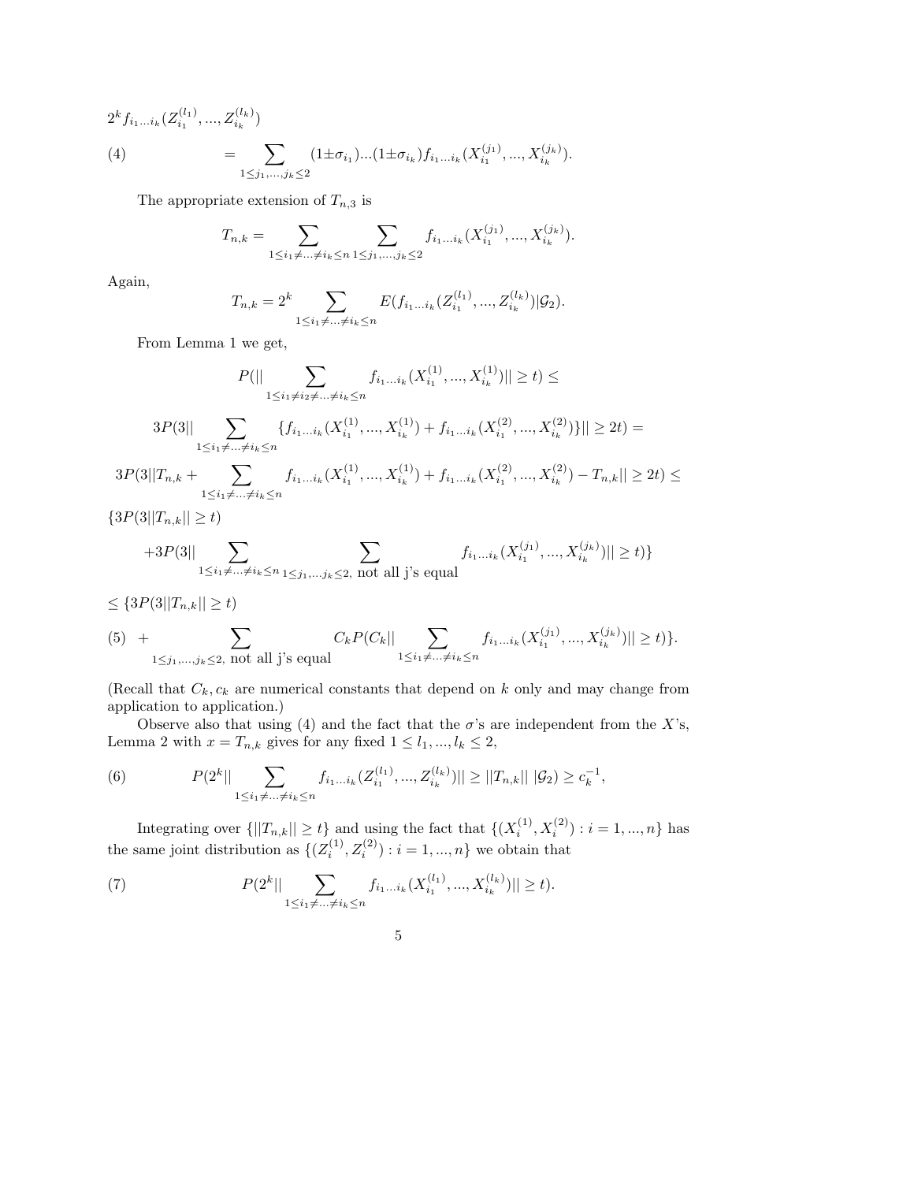$$2^k f_{i_1\ldots i_k}(Z_{i_1}^{(l_1)},...,Z_{i_k}^{(l_k)})$$

$$= \sum_{1\le j_1,...,j_k\le 2} (1\pm\sigma_{i_1})...(1\pm\sigma_{i_k}) f_{i_1\ldots i_k}(X_{i_1}^{(j_1)},...,X_{i_k}^{(j_k)}). \tag{4}$$

The appropriate extension of $T_{n,3}$ is

$$T_{n,k} = \sum_{1\le i_1\ne\ldots\ne i_k\le n} \sum_{1\le j_1,...,j_k\le 2} f_{i_1\ldots i_k}(X_{i_1}^{(j_1)},...,X_{i_k}^{(j_k)}).$$

Again,

$$T_{n,k} = 2^k \sum_{1\le i_1\ne\ldots\ne i_k\le n} E(f_{i_1\ldots i_k}(Z_{i_1}^{(l_1)},...,Z_{i_k}^{(l_k)})|\mathcal{G}_2).$$

From Lemma 1 we get,

$$P(||\sum_{1\le i_1\ne i_2\ne\ldots\ne i_k\le n} f_{i_1\ldots i_k}(X_{i_1}^{(1)},...,X_{i_k}^{(1)})|| \ge t) \le$$

$$3P(3||\sum_{1\le i_1\ne\ldots\ne i_k\le n} \{f_{i_1\ldots i_k}(X_{i_1}^{(1)},...,X_{i_k}^{(1)}) + f_{i_1\ldots i_k}(X_{i_1}^{(2)},...,X_{i_k}^{(2)})\}|| \ge 2t) =$$

$$3P(3||T_{n,k} + \sum_{1\le i_1\ne\ldots\ne i_k\le n} f_{i_1\ldots i_k}(X_{i_1}^{(1)},...,X_{i_k}^{(1)}) + f_{i_1\ldots i_k}(X_{i_1}^{(2)},...,X_{i_k}^{(2)}) - T_{n,k}|| \ge 2t) \le$$

$$\{3P(3||T_{n,k}|| \ge t)$$

$$+3P(3||\sum_{1\le i_1\ne\ldots\ne i_k\le n} \sum_{1\le j_1,...j_k\le 2,\text{ not all j's equal}} f_{i_1\ldots i_k}(X_{i_1}^{(j_1)},...,X_{i_k}^{(j_k)})|| \ge t)\}$$

$$\le \{3P(3||T_{n,k}|| \ge t)$$

$$+ \sum_{1\le j_1,...,j_k\le 2,\text{ not all j's equal}} C_k P(C_k||\sum_{1\le i_1\ne\ldots\ne i_k\le n} f_{i_1\ldots i_k}(X_{i_1}^{(j_1)},...,X_{i_k}^{(j_k)})|| \ge t)\}. \tag{5}$$

(Recall that $C_k, c_k$ are numerical constants that depend on $k$ only and may change from application to application.)

Observe also that using (4) and the fact that the $\sigma$'s are independent from the $X$'s, Lemma 2 with $x = T_{n,k}$ gives for any fixed $1 \le l_1,...,l_k \le 2$,

$$P(2^k||\sum_{1\le i_1\ne\ldots\ne i_k\le n} f_{i_1\ldots i_k}(Z_{i_1}^{(l_1)},...,Z_{i_k}^{(l_k)})|| \ge ||T_{n,k}||\ |\mathcal{G}_2) \ge c_k^{-1}, \tag{6}$$

Integrating over $\{||T_{n,k}|| \ge t\}$ and using the fact that $\{(X_i^{(1)}, X_i^{(2)}) : i = 1,...,n\}$ has the same joint distribution as $\{(Z_i^{(1)}, Z_i^{(2)}) : i = 1,...,n\}$ we obtain that

$$P(2^k||\sum_{1\le i_1\ne\ldots\ne i_k\le n} f_{i_1\ldots i_k}(X_{i_1}^{(l_1)},...,X_{i_k}^{(l_k)})|| \ge t). \tag{7}$$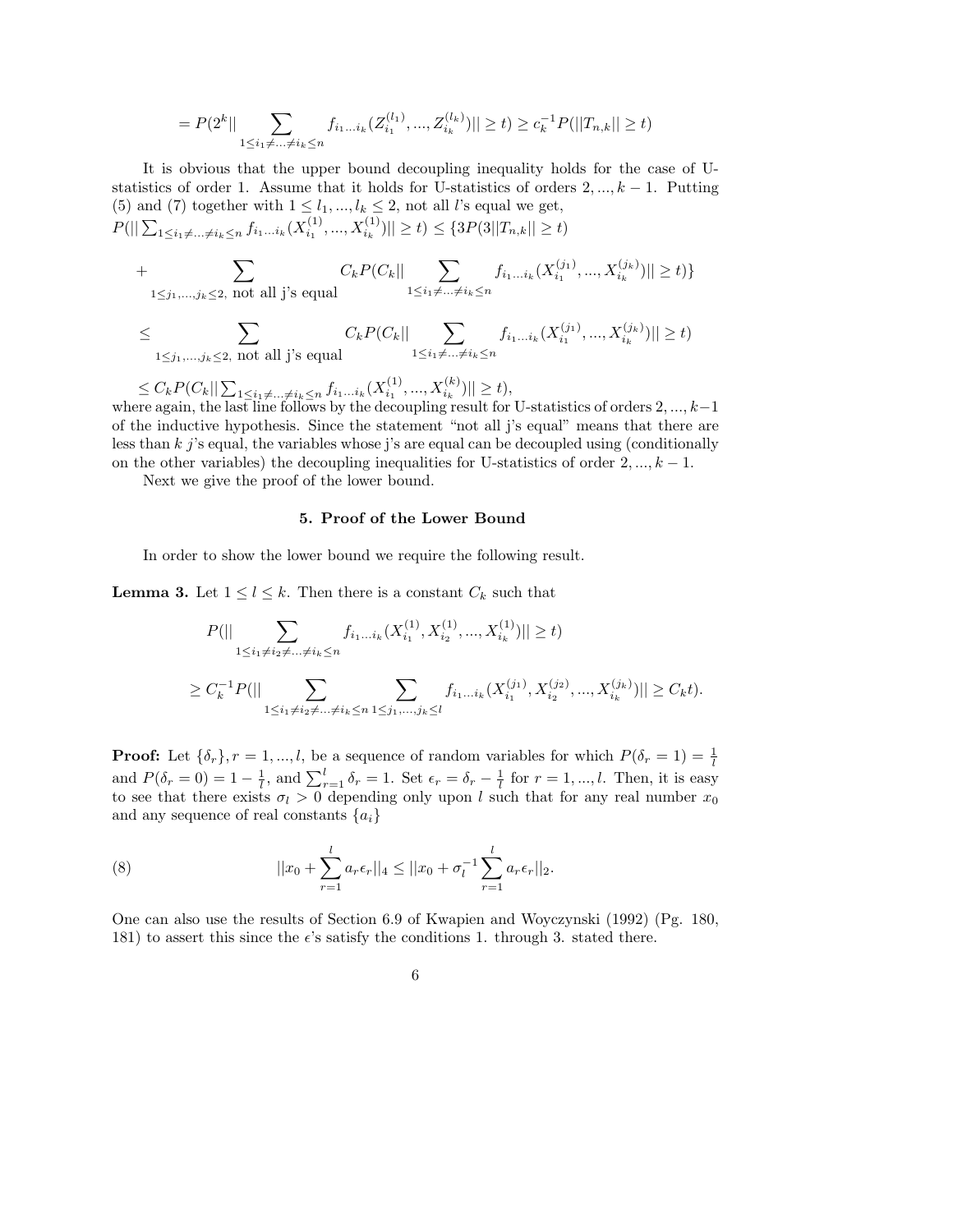$$= P(2^k || \sum_{1 \le i_1 \ne ... \ne i_k \le n} f_{i_1 ... i_k}(Z_{i_1}^{(l_1)}, ..., Z_{i_k}^{(l_k)})|| \ge t) \ge c_k^{-1} P(||T_{n,k}|| \ge t)$$

It is obvious that the upper bound decoupling inequality holds for the case of U-statistics of order 1. Assume that it holds for U-statistics of orders $2, ..., k-1$. Putting (5) and (7) together with $1 \le l_1, ..., l_k \le 2$, not all $l$'s equal we get,

$$P(|| \sum_{1 \le i_1 \ne ... \ne i_k \le n} f_{i_1 ... i_k}(X_{i_1}^{(1)}, ..., X_{i_k}^{(1)})|| \ge t) \le \{3P(3||T_{n,k}|| \ge t)$$

$$+ \sum_{1 \le j_1, ..., j_k \le 2, \text{ not all j's equal}} C_k P(C_k || \sum_{1 \le i_1 \ne ... \ne i_k \le n} f_{i_1 ... i_k}(X_{i_1}^{(j_1)}, ..., X_{i_k}^{(j_k)})|| \ge t)\}$$

$$\le \sum_{1 \le j_1, ..., j_k \le 2, \text{ not all j's equal}} C_k P(C_k || \sum_{1 \le i_1 \ne ... \ne i_k \le n} f_{i_1 ... i_k}(X_{i_1}^{(j_1)}, ..., X_{i_k}^{(j_k)})|| \ge t)$$

$$\le C_k P(C_k || \sum_{1 \le i_1 \ne ... \ne i_k \le n} f_{i_1 ... i_k}(X_{i_1}^{(1)}, ..., X_{i_k}^{(k)})|| \ge t),$$

where again, the last line follows by the decoupling result for U-statistics of orders $2, ..., k-1$ of the inductive hypothesis. Since the statement "not all j's equal" means that there are less than $k$ $j$'s equal, the variables whose j's are equal can be decoupled using (conditionally on the other variables) the decoupling inequalities for U-statistics of order $2, ..., k-1$.

Next we give the proof of the lower bound.

## 5. Proof of the Lower Bound

In order to show the lower bound we require the following result.

**Lemma 3.** Let $1 \le l \le k$. Then there is a constant $C_k$ such that

$$P(|| \sum_{1 \le i_1 \ne i_2 \ne ... \ne i_k \le n} f_{i_1 ... i_k}(X_{i_1}^{(1)}, X_{i_2}^{(1)}, ..., X_{i_k}^{(1)})|| \ge t)$$

$$\ge C_k^{-1} P(|| \sum_{1 \le i_1 \ne i_2 \ne ... \ne i_k \le n} \sum_{1 \le j_1, ..., j_k \le l} f_{i_1 ... i_k}(X_{i_1}^{(j_1)}, X_{i_2}^{(j_2)}, ..., X_{i_k}^{(j_k)})|| \ge C_k t).$$

**Proof:** Let $\{\delta_r\}, r = 1, ..., l$, be a sequence of random variables for which $P(\delta_r = 1) = \frac{1}{l}$ and $P(\delta_r = 0) = 1 - \frac{1}{l}$, and $\sum_{r=1}^{l} \delta_r = 1$. Set $\epsilon_r = \delta_r - \frac{1}{l}$ for $r = 1, ..., l$. Then, it is easy to see that there exists $\sigma_l > 0$ depending only upon $l$ such that for any real number $x_0$ and any sequence of real constants $\{a_i\}$

$$||x_0 + \sum_{r=1}^{l} a_r \epsilon_r||_4 \le ||x_0 + \sigma_l^{-1} \sum_{r=1}^{l} a_r \epsilon_r||_2. \tag{8}$$

One can also use the results of Section 6.9 of Kwapien and Woyczynski (1992) (Pg. 180, 181) to assert this since the $\epsilon$'s satisfy the conditions 1. through 3. stated there.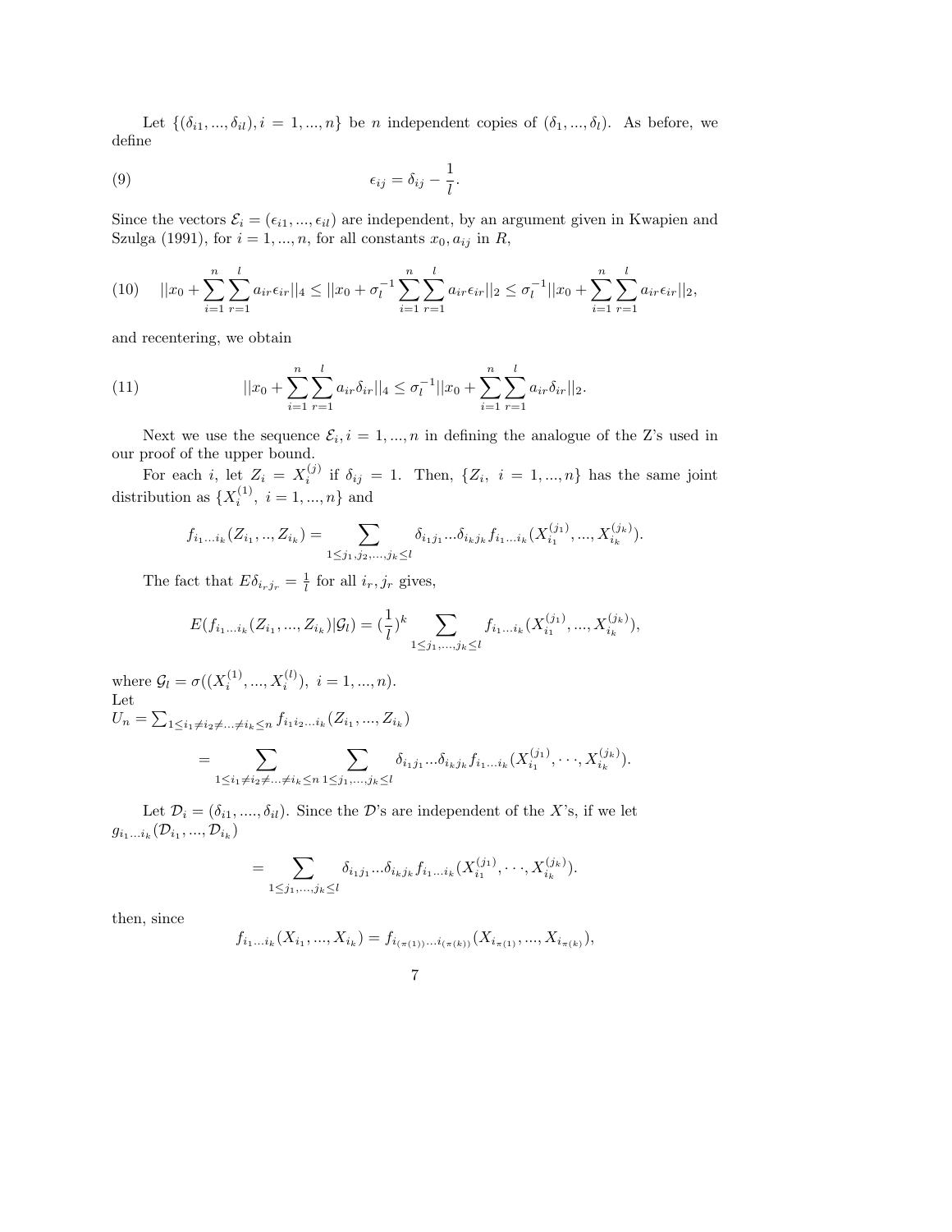Let $\{(\delta_{i1}, ..., \delta_{il}), i = 1, ..., n\}$ be $n$ independent copies of $(\delta_1, ..., \delta_l)$. As before, we define

$$\epsilon_{ij} = \delta_{ij} - \frac{1}{l}. \tag{9}$$

Since the vectors $\mathcal{E}_i = (\epsilon_{i1}, ..., \epsilon_{il})$ are independent, by an argument given in Kwapien and Szulga (1991), for $i = 1, ..., n$, for all constants $x_0, a_{ij}$ in $R$,

$$||x_0 + \sum_{i=1}^{n}\sum_{r=1}^{l} a_{ir}\epsilon_{ir}||_4 \leq ||x_0 + \sigma_l^{-1}\sum_{i=1}^{n}\sum_{r=1}^{l} a_{ir}\epsilon_{ir}||_2 \leq \sigma_l^{-1}||x_0 + \sum_{i=1}^{n}\sum_{r=1}^{l} a_{ir}\epsilon_{ir}||_2, \tag{10}$$

and recentering, we obtain

$$||x_0 + \sum_{i=1}^{n}\sum_{r=1}^{l} a_{ir}\delta_{ir}||_4 \leq \sigma_l^{-1}||x_0 + \sum_{i=1}^{n}\sum_{r=1}^{l} a_{ir}\delta_{ir}||_2. \tag{11}$$

Next we use the sequence $\mathcal{E}_i, i = 1, ..., n$ in defining the analogue of the Z's used in our proof of the upper bound.

For each $i$, let $Z_i = X_i^{(j)}$ if $\delta_{ij} = 1$. Then, $\{Z_i,\ i = 1, ..., n\}$ has the same joint distribution as $\{X_i^{(1)},\ i = 1, ..., n\}$ and

$$f_{i_1...i_k}(Z_{i_1}, .., Z_{i_k}) = \sum_{1\leq j_1, j_2, ..., j_k \leq l} \delta_{i_1 j_1}...\delta_{i_k j_k} f_{i_1...i_k}(X_{i_1}^{(j_1)}, ..., X_{i_k}^{(j_k)}).$$

The fact that $E\delta_{i_r j_r} = \frac{1}{l}$ for all $i_r, j_r$ gives,

$$E(f_{i_1...i_k}(Z_{i_1}, ..., Z_{i_k})|\mathcal{G}_l) = (\frac{1}{l})^k \sum_{1\leq j_1, ..., j_k \leq l} f_{i_1...i_k}(X_{i_1}^{(j_1)}, ..., X_{i_k}^{(j_k)}),$$

where $\mathcal{G}_l = \sigma((X_i^{(1)}, ..., X_i^{(l)}),\ i = 1, ..., n)$.
Let
$U_n = \sum_{1\leq i_1 \neq i_2 \neq ... \neq i_k \leq n} f_{i_1 i_2 ... i_k}(Z_{i_1}, ..., Z_{i_k})$

$$= \sum_{1\leq i_1 \neq i_2 \neq ... \neq i_k \leq n}\ \sum_{1\leq j_1, ..., j_k \leq l} \delta_{i_1 j_1}...\delta_{i_k j_k} f_{i_1...i_k}(X_{i_1}^{(j_1)}, \cdots, X_{i_k}^{(j_k)}).$$

Let $\mathcal{D}_i = (\delta_{i1}, ...., \delta_{il})$. Since the $\mathcal{D}$'s are independent of the $X$'s, if we let $g_{i_1...i_k}(\mathcal{D}_{i_1}, ..., \mathcal{D}_{i_k})$

$$= \sum_{1\leq j_1, ..., j_k \leq l} \delta_{i_1 j_1}...\delta_{i_k j_k} f_{i_1...i_k}(X_{i_1}^{(j_1)}, \cdots, X_{i_k}^{(j_k)}).$$

then, since

$$f_{i_1...i_k}(X_{i_1}, ..., X_{i_k}) = f_{i_{(\pi(1))}...i_{(\pi(k))}}(X_{i_{\pi(1)}}, ..., X_{i_{\pi(k)}}),$$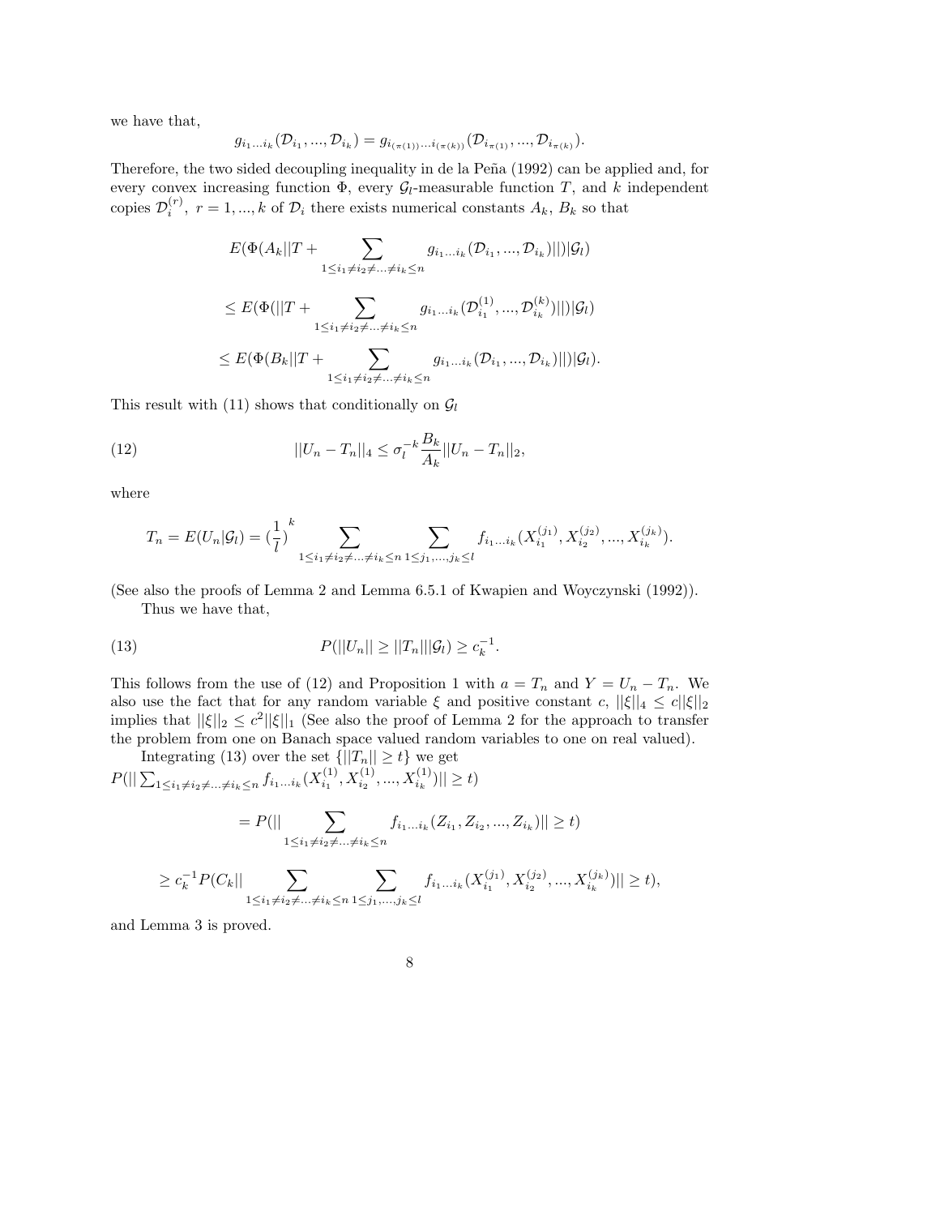we have that,

$$g_{i_1 \ldots i_k}(\mathcal{D}_{i_1}, ..., \mathcal{D}_{i_k}) = g_{i_{(\pi(1))} \ldots i_{(\pi(k))}}(\mathcal{D}_{i_{\pi(1)}}, ..., \mathcal{D}_{i_{\pi(k)}}).$$

Therefore, the two sided decoupling inequality in de la Peña (1992) can be applied and, for every convex increasing function $\Phi$, every $\mathcal{G}_l$-measurable function $T$, and $k$ independent copies $\mathcal{D}_i^{(r)}$, $r = 1, ..., k$ of $\mathcal{D}_i$ there exists numerical constants $A_k$, $B_k$ so that

$$E(\Phi(A_k||T + \sum_{1 \leq i_1 \neq i_2 \neq \ldots \neq i_k \leq n} g_{i_1 \ldots i_k}(\mathcal{D}_{i_1}, ..., \mathcal{D}_{i_k})||)|\mathcal{G}_l)$$

$$\leq E(\Phi(||T + \sum_{1 \leq i_1 \neq i_2 \neq \ldots \neq i_k \leq n} g_{i_1 \ldots i_k}(\mathcal{D}_{i_1}^{(1)}, ..., \mathcal{D}_{i_k}^{(k)})||)|\mathcal{G}_l)$$

$$\leq E(\Phi(B_k||T + \sum_{1 \leq i_1 \neq i_2 \neq \ldots \neq i_k \leq n} g_{i_1 \ldots i_k}(\mathcal{D}_{i_1}, ..., \mathcal{D}_{i_k})||)|\mathcal{G}_l).$$

This result with (11) shows that conditionally on $\mathcal{G}_l$

$$||U_n - T_n||_4 \leq \sigma_l^{-k} \frac{B_k}{A_k} ||U_n - T_n||_2, \tag{12}$$

where

$$T_n = E(U_n|\mathcal{G}_l) = (\frac{1}{l})^k \sum_{1 \leq i_1 \neq i_2 \neq \ldots \neq i_k \leq n} \sum_{1 \leq j_1, ..., j_k \leq l} f_{i_1 \ldots i_k}(X_{i_1}^{(j_1)}, X_{i_2}^{(j_2)}, ..., X_{i_k}^{(j_k)}).$$

(See also the proofs of Lemma 2 and Lemma 6.5.1 of Kwapien and Woyczynski (1992)).

Thus we have that,

$$P(||U_n|| \geq ||T_n|||\mathcal{G}_l) \geq c_k^{-1}. \tag{13}$$

This follows from the use of (12) and Proposition 1 with $a = T_n$ and $Y = U_n - T_n$. We also use the fact that for any random variable $\xi$ and positive constant $c$, $||\xi||_4 \leq c||\xi||_2$ implies that $||\xi||_2 \leq c^2||\xi||_1$ (See also the proof of Lemma 2 for the approach to transfer the problem from one on Banach space valued random variables to one on real valued).

Integrating (13) over the set $\{||T_n|| \geq t\}$ we get

$P(||\sum_{1 \leq i_1 \neq i_2 \neq \ldots \neq i_k \leq n} f_{i_1 \ldots i_k}(X_{i_1}^{(1)}, X_{i_2}^{(1)}, ..., X_{i_k}^{(1)})|| \geq t)$

$$= P(||\sum_{1 \leq i_1 \neq i_2 \neq \ldots \neq i_k \leq n} f_{i_1 \ldots i_k}(Z_{i_1}, Z_{i_2}, ..., Z_{i_k})|| \geq t)$$

$$\geq c_k^{-1} P(C_k||\sum_{1 \leq i_1 \neq i_2 \neq \ldots \neq i_k \leq n} \sum_{1 \leq j_1, ..., j_k \leq l} f_{i_1 \ldots i_k}(X_{i_1}^{(j_1)}, X_{i_2}^{(j_2)}, ..., X_{i_k}^{(j_k)})|| \geq t),$$

and Lemma 3 is proved.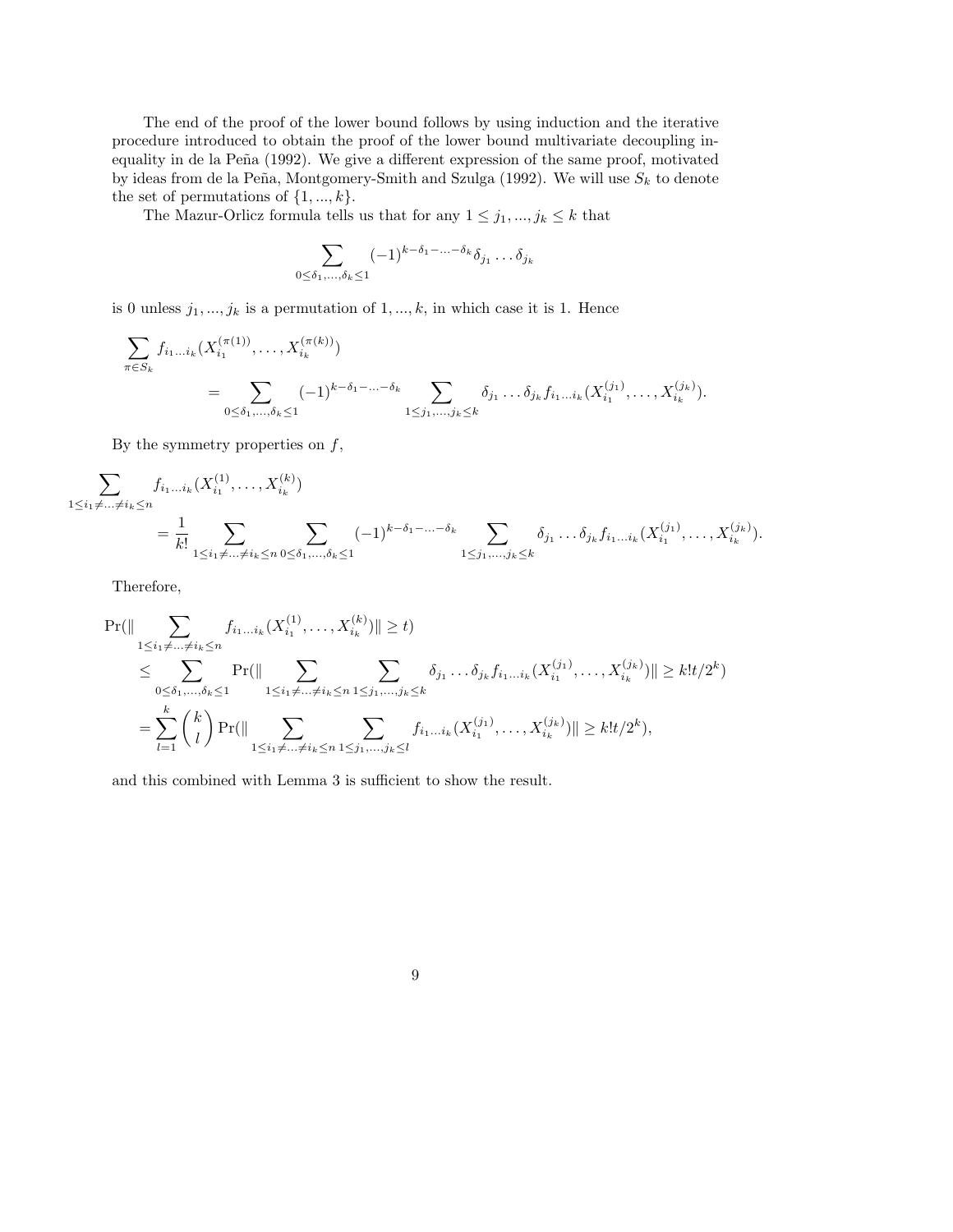The end of the proof of the lower bound follows by using induction and the iterative procedure introduced to obtain the proof of the lower bound multivariate decoupling inequality in de la Peña (1992). We give a different expression of the same proof, motivated by ideas from de la Peña, Montgomery-Smith and Szulga (1992). We will use $S_k$ to denote the set of permutations of $\{1, ..., k\}$.

The Mazur-Orlicz formula tells us that for any $1 \leq j_1, ..., j_k \leq k$ that

$$\sum_{0 \leq \delta_1, \ldots, \delta_k \leq 1} (-1)^{k - \delta_1 - \ldots - \delta_k} \delta_{j_1} \ldots \delta_{j_k}$$

is 0 unless $j_1, ..., j_k$ is a permutation of $1, ..., k$, in which case it is 1. Hence

$$\sum_{\pi \in S_k} f_{i_1 \ldots i_k}(X_{i_1}^{(\pi(1))}, \ldots, X_{i_k}^{(\pi(k))}) = \sum_{0 \leq \delta_1, \ldots, \delta_k \leq 1} (-1)^{k - \delta_1 - \ldots - \delta_k} \sum_{1 \leq j_1, \ldots, j_k \leq k} \delta_{j_1} \ldots \delta_{j_k} f_{i_1 \ldots i_k}(X_{i_1}^{(j_1)}, \ldots, X_{i_k}^{(j_k)}).$$

By the symmetry properties on $f$,

$$\sum_{1 \leq i_1 \neq \ldots \neq i_k \leq n} f_{i_1 \ldots i_k}(X_{i_1}^{(1)}, \ldots, X_{i_k}^{(k)}) = \frac{1}{k!} \sum_{1 \leq i_1 \neq \ldots \neq i_k \leq n} \sum_{0 \leq \delta_1, \ldots, \delta_k \leq 1} (-1)^{k - \delta_1 - \ldots - \delta_k} \sum_{1 \leq j_1, \ldots, j_k \leq k} \delta_{j_1} \ldots \delta_{j_k} f_{i_1 \ldots i_k}(X_{i_1}^{(j_1)}, \ldots, X_{i_k}^{(j_k)}).$$

Therefore,

$$\begin{aligned}
\Pr(\| \sum_{1 \leq i_1 \neq \ldots \neq i_k \leq n} f_{i_1 \ldots i_k}(X_{i_1}^{(1)}, \ldots, X_{i_k}^{(k)}) \| \geq t) \\
&\leq \sum_{0 \leq \delta_1, \ldots, \delta_k \leq 1} \Pr(\| \sum_{1 \leq i_1 \neq \ldots \neq i_k \leq n} \sum_{1 \leq j_1, \ldots, j_k \leq k} \delta_{j_1} \ldots \delta_{j_k} f_{i_1 \ldots i_k}(X_{i_1}^{(j_1)}, \ldots, X_{i_k}^{(j_k)}) \| \geq k! t / 2^k) \\
&= \sum_{l=1}^{k} \binom{k}{l} \Pr(\| \sum_{1 \leq i_1 \neq \ldots \neq i_k \leq n} \sum_{1 \leq j_1, \ldots, j_k \leq l} f_{i_1 \ldots i_k}(X_{i_1}^{(j_1)}, \ldots, X_{i_k}^{(j_k)}) \| \geq k! t / 2^k),
\end{aligned}$$

and this combined with Lemma 3 is sufficient to show the result.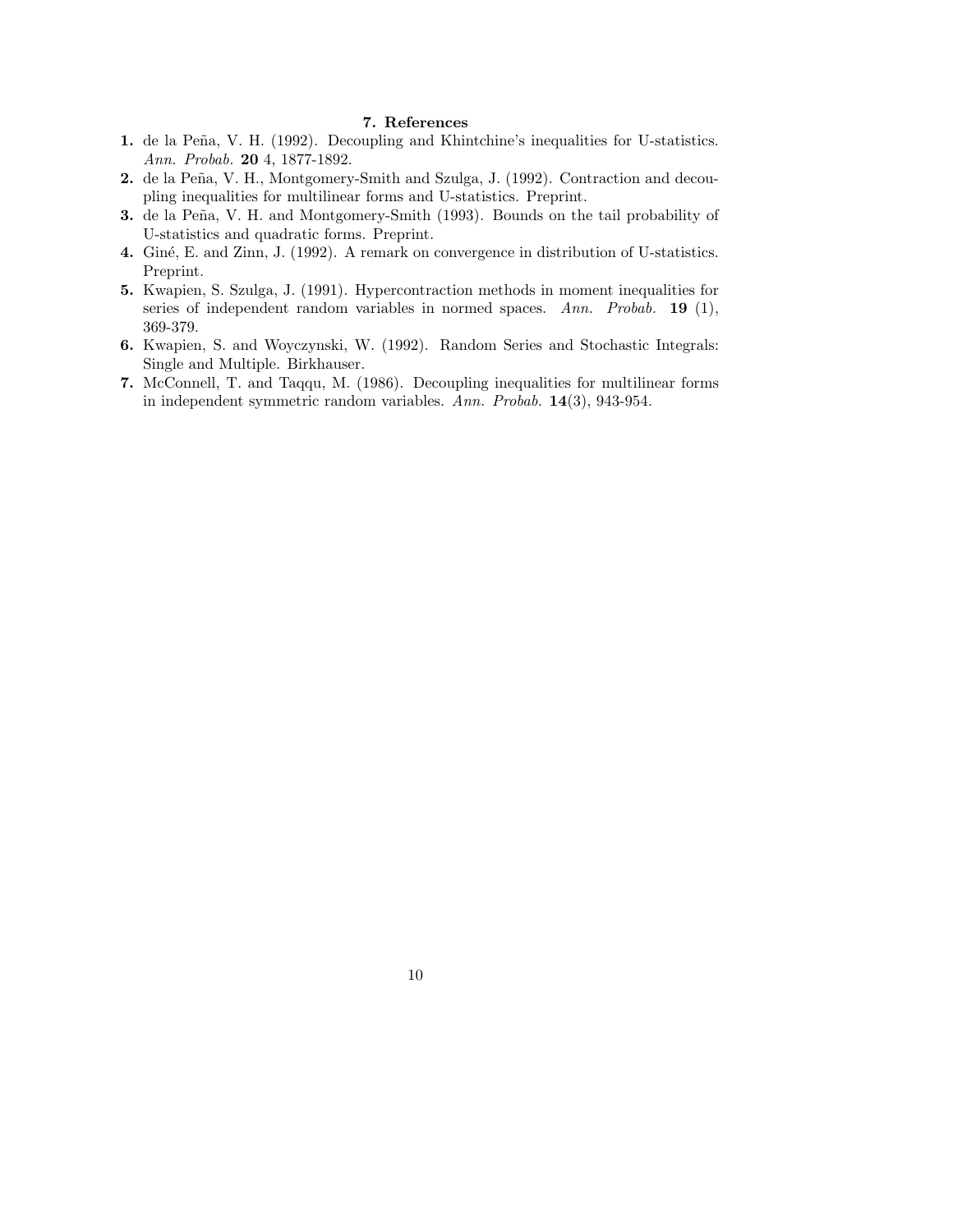## 7. References

**1.** de la Peña, V. H. (1992). Decoupling and Khintchine's inequalities for U-statistics. *Ann. Probab.* **20** 4, 1877-1892.

**2.** de la Peña, V. H., Montgomery-Smith and Szulga, J. (1992). Contraction and decoupling inequalities for multilinear forms and U-statistics. Preprint.

**3.** de la Peña, V. H. and Montgomery-Smith (1993). Bounds on the tail probability of U-statistics and quadratic forms. Preprint.

**4.** Giné, E. and Zinn, J. (1992). A remark on convergence in distribution of U-statistics. Preprint.

**5.** Kwapien, S. Szulga, J. (1991). Hypercontraction methods in moment inequalities for series of independent random variables in normed spaces. *Ann. Probab.* **19** (1), 369-379.

**6.** Kwapien, S. and Woyczynski, W. (1992). Random Series and Stochastic Integrals: Single and Multiple. Birkhauser.

**7.** McConnell, T. and Taqqu, M. (1986). Decoupling inequalities for multilinear forms in independent symmetric random variables. *Ann. Probab.* **14**(3), 943-954.